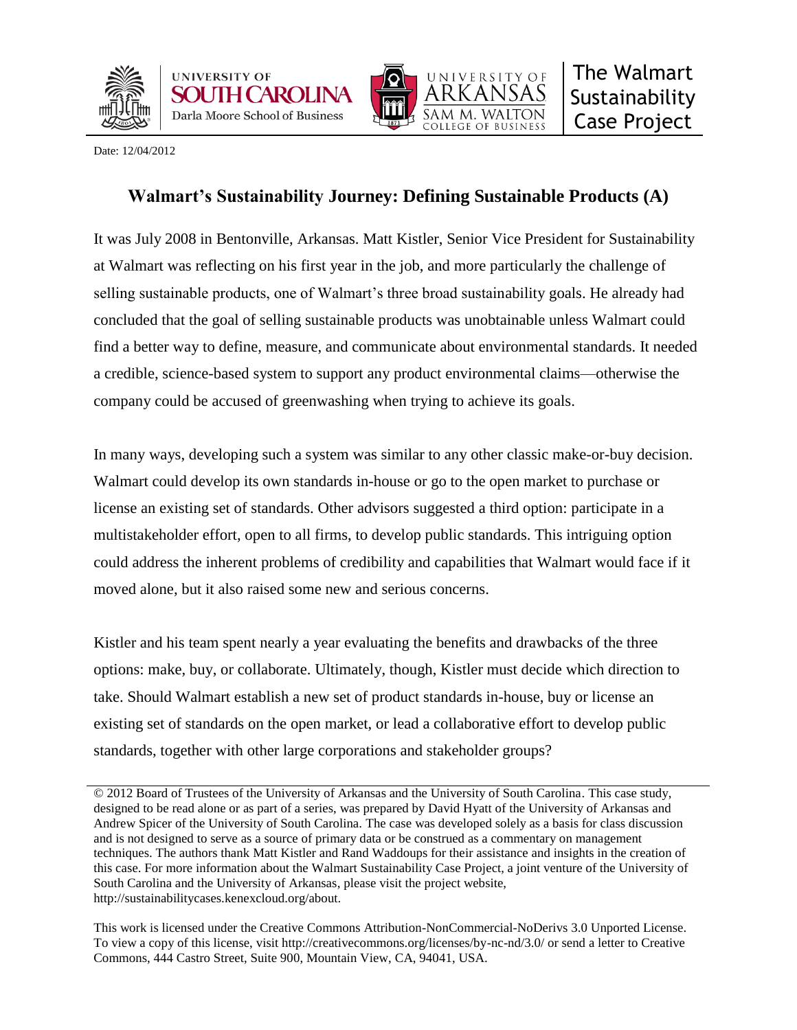UNIVERSITY OF SOUTH CAROLINA
Darla Moore School of Business

UNIVERSITY OF ARKANSAS
SAM M. WALTON COLLEGE OF BUSINESS

The Walmart Sustainability Case Project

Date: 12/04/2012

# Walmart's Sustainability Journey: Defining Sustainable Products (A)

It was July 2008 in Bentonville, Arkansas. Matt Kistler, Senior Vice President for Sustainability at Walmart was reflecting on his first year in the job, and more particularly the challenge of selling sustainable products, one of Walmart's three broad sustainability goals. He already had concluded that the goal of selling sustainable products was unobtainable unless Walmart could find a better way to define, measure, and communicate about environmental standards. It needed a credible, science-based system to support any product environmental claims—otherwise the company could be accused of greenwashing when trying to achieve its goals.

In many ways, developing such a system was similar to any other classic make-or-buy decision. Walmart could develop its own standards in-house or go to the open market to purchase or license an existing set of standards. Other advisors suggested a third option: participate in a multistakeholder effort, open to all firms, to develop public standards. This intriguing option could address the inherent problems of credibility and capabilities that Walmart would face if it moved alone, but it also raised some new and serious concerns.

Kistler and his team spent nearly a year evaluating the benefits and drawbacks of the three options: make, buy, or collaborate. Ultimately, though, Kistler must decide which direction to take. Should Walmart establish a new set of product standards in-house, buy or license an existing set of standards on the open market, or lead a collaborative effort to develop public standards, together with other large corporations and stakeholder groups?

---

© 2012 Board of Trustees of the University of Arkansas and the University of South Carolina. This case study, designed to be read alone or as part of a series, was prepared by David Hyatt of the University of Arkansas and Andrew Spicer of the University of South Carolina. The case was developed solely as a basis for class discussion and is not designed to serve as a source of primary data or be construed as a commentary on management techniques. The authors thank Matt Kistler and Rand Waddoups for their assistance and insights in the creation of this case. For more information about the Walmart Sustainability Case Project, a joint venture of the University of South Carolina and the University of Arkansas, please visit the project website, http://sustainabilitycases.kenexcloud.org/about.

This work is licensed under the Creative Commons Attribution-NonCommercial-NoDerivs 3.0 Unported License. To view a copy of this license, visit http://creativecommons.org/licenses/by-nc-nd/3.0/ or send a letter to Creative Commons, 444 Castro Street, Suite 900, Mountain View, CA, 94041, USA.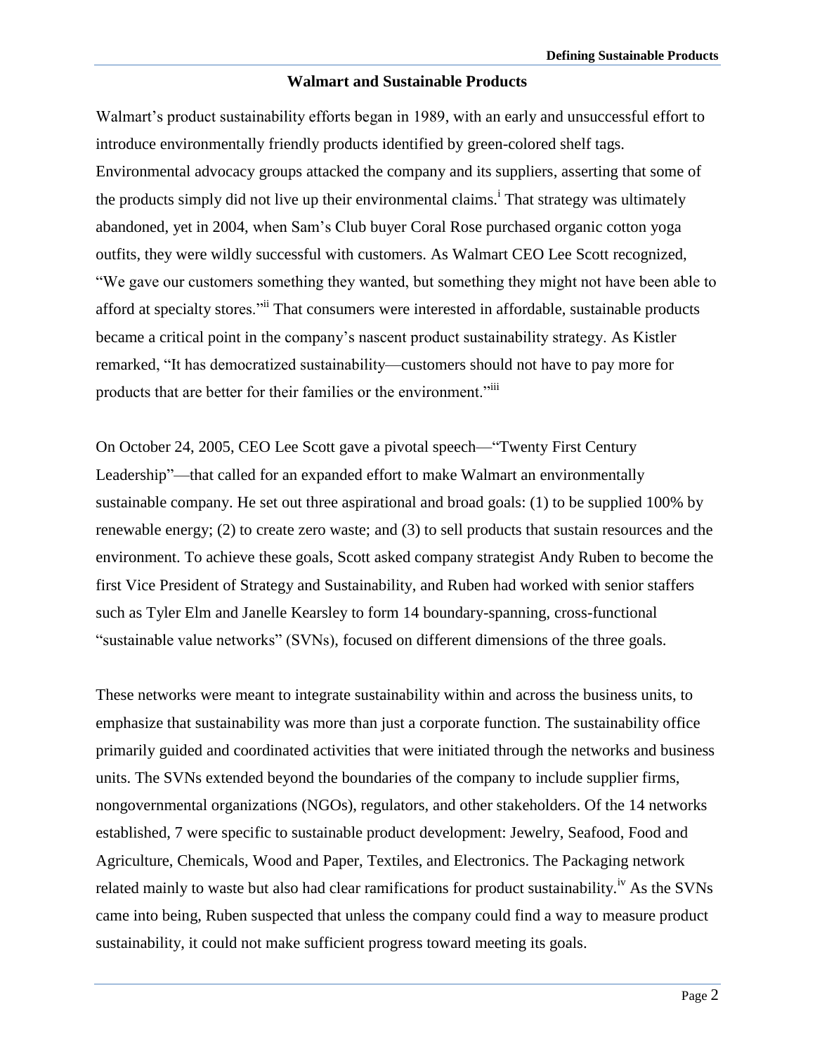## Walmart and Sustainable Products

Walmart's product sustainability efforts began in 1989, with an early and unsuccessful effort to introduce environmentally friendly products identified by green-colored shelf tags. Environmental advocacy groups attacked the company and its suppliers, asserting that some of the products simply did not live up their environmental claims.[i] That strategy was ultimately abandoned, yet in 2004, when Sam's Club buyer Coral Rose purchased organic cotton yoga outfits, they were wildly successful with customers. As Walmart CEO Lee Scott recognized, "We gave our customers something they wanted, but something they might not have been able to afford at specialty stores."[ii] That consumers were interested in affordable, sustainable products became a critical point in the company's nascent product sustainability strategy. As Kistler remarked, "It has democratized sustainability—customers should not have to pay more for products that are better for their families or the environment."[iii]

On October 24, 2005, CEO Lee Scott gave a pivotal speech—"Twenty First Century Leadership"—that called for an expanded effort to make Walmart an environmentally sustainable company. He set out three aspirational and broad goals: (1) to be supplied 100% by renewable energy; (2) to create zero waste; and (3) to sell products that sustain resources and the environment. To achieve these goals, Scott asked company strategist Andy Ruben to become the first Vice President of Strategy and Sustainability, and Ruben had worked with senior staffers such as Tyler Elm and Janelle Kearsley to form 14 boundary-spanning, cross-functional "sustainable value networks" (SVNs), focused on different dimensions of the three goals.

These networks were meant to integrate sustainability within and across the business units, to emphasize that sustainability was more than just a corporate function. The sustainability office primarily guided and coordinated activities that were initiated through the networks and business units. The SVNs extended beyond the boundaries of the company to include supplier firms, nongovernmental organizations (NGOs), regulators, and other stakeholders. Of the 14 networks established, 7 were specific to sustainable product development: Jewelry, Seafood, Food and Agriculture, Chemicals, Wood and Paper, Textiles, and Electronics. The Packaging network related mainly to waste but also had clear ramifications for product sustainability.[iv] As the SVNs came into being, Ruben suspected that unless the company could find a way to measure product sustainability, it could not make sufficient progress toward meeting its goals.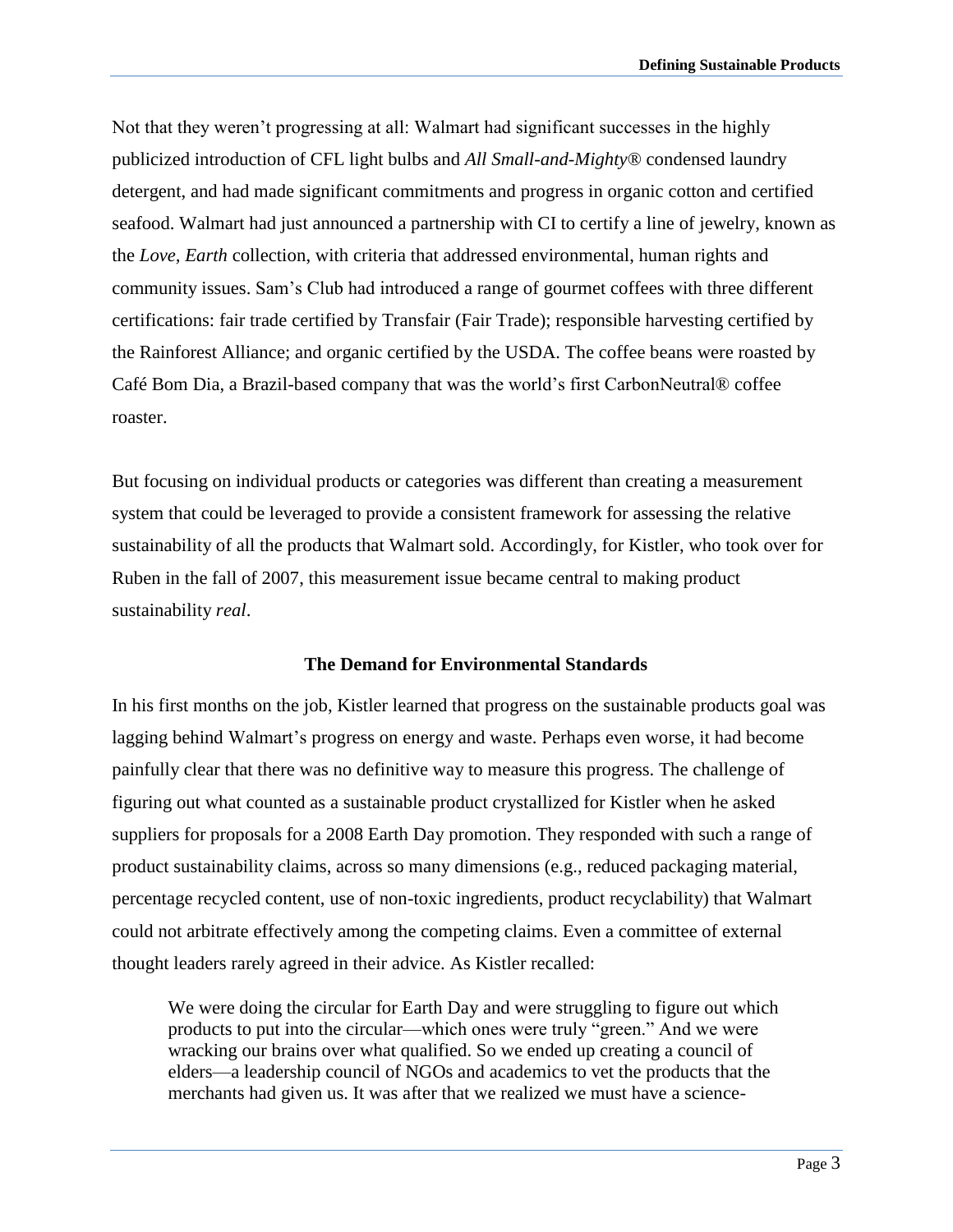Not that they weren't progressing at all: Walmart had significant successes in the highly publicized introduction of CFL light bulbs and *All Small-and-Mighty®* condensed laundry detergent, and had made significant commitments and progress in organic cotton and certified seafood. Walmart had just announced a partnership with CI to certify a line of jewelry, known as the *Love, Earth* collection, with criteria that addressed environmental, human rights and community issues. Sam's Club had introduced a range of gourmet coffees with three different certifications: fair trade certified by Transfair (Fair Trade); responsible harvesting certified by the Rainforest Alliance; and organic certified by the USDA. The coffee beans were roasted by Café Bom Dia, a Brazil-based company that was the world's first CarbonNeutral® coffee roaster.

But focusing on individual products or categories was different than creating a measurement system that could be leveraged to provide a consistent framework for assessing the relative sustainability of all the products that Walmart sold. Accordingly, for Kistler, who took over for Ruben in the fall of 2007, this measurement issue became central to making product sustainability *real*.

## The Demand for Environmental Standards

In his first months on the job, Kistler learned that progress on the sustainable products goal was lagging behind Walmart's progress on energy and waste. Perhaps even worse, it had become painfully clear that there was no definitive way to measure this progress. The challenge of figuring out what counted as a sustainable product crystallized for Kistler when he asked suppliers for proposals for a 2008 Earth Day promotion. They responded with such a range of product sustainability claims, across so many dimensions (e.g., reduced packaging material, percentage recycled content, use of non-toxic ingredients, product recyclability) that Walmart could not arbitrate effectively among the competing claims. Even a committee of external thought leaders rarely agreed in their advice. As Kistler recalled:

> We were doing the circular for Earth Day and were struggling to figure out which products to put into the circular—which ones were truly "green." And we were wracking our brains over what qualified. So we ended up creating a council of elders—a leadership council of NGOs and academics to vet the products that the merchants had given us. It was after that we realized we must have a science-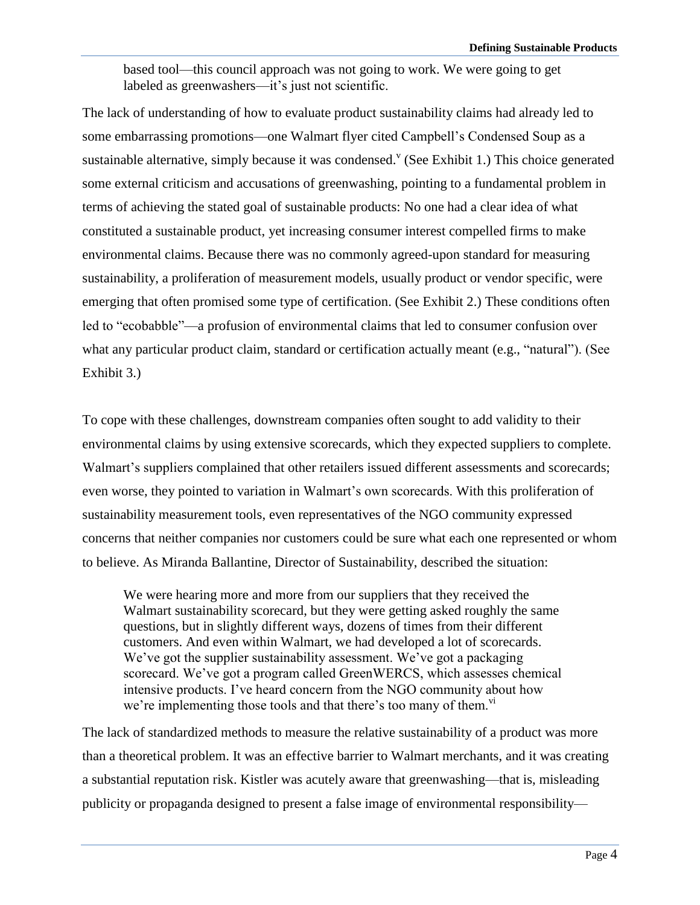based tool—this council approach was not going to work. We were going to get labeled as greenwashers—it's just not scientific.

The lack of understanding of how to evaluate product sustainability claims had already led to some embarrassing promotions—one Walmart flyer cited Campbell's Condensed Soup as a sustainable alternative, simply because it was condensed.[v] (See Exhibit 1.) This choice generated some external criticism and accusations of greenwashing, pointing to a fundamental problem in terms of achieving the stated goal of sustainable products: No one had a clear idea of what constituted a sustainable product, yet increasing consumer interest compelled firms to make environmental claims. Because there was no commonly agreed-upon standard for measuring sustainability, a proliferation of measurement models, usually product or vendor specific, were emerging that often promised some type of certification. (See Exhibit 2.) These conditions often led to "ecobabble"—a profusion of environmental claims that led to consumer confusion over what any particular product claim, standard or certification actually meant (e.g., "natural"). (See Exhibit 3.)

To cope with these challenges, downstream companies often sought to add validity to their environmental claims by using extensive scorecards, which they expected suppliers to complete. Walmart's suppliers complained that other retailers issued different assessments and scorecards; even worse, they pointed to variation in Walmart's own scorecards. With this proliferation of sustainability measurement tools, even representatives of the NGO community expressed concerns that neither companies nor customers could be sure what each one represented or whom to believe. As Miranda Ballantine, Director of Sustainability, described the situation:

> We were hearing more and more from our suppliers that they received the Walmart sustainability scorecard, but they were getting asked roughly the same questions, but in slightly different ways, dozens of times from their different customers. And even within Walmart, we had developed a lot of scorecards. We've got the supplier sustainability assessment. We've got a packaging scorecard. We've got a program called GreenWERCS, which assesses chemical intensive products. I've heard concern from the NGO community about how we're implementing those tools and that there's too many of them.[vi]

The lack of standardized methods to measure the relative sustainability of a product was more than a theoretical problem. It was an effective barrier to Walmart merchants, and it was creating a substantial reputation risk. Kistler was acutely aware that greenwashing—that is, misleading publicity or propaganda designed to present a false image of environmental responsibility—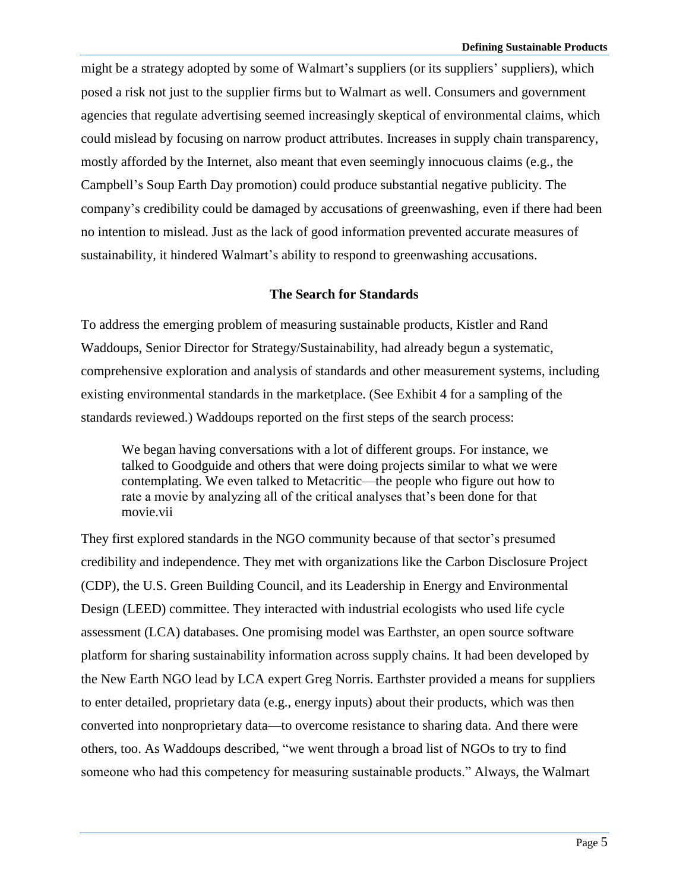might be a strategy adopted by some of Walmart's suppliers (or its suppliers' suppliers), which posed a risk not just to the supplier firms but to Walmart as well. Consumers and government agencies that regulate advertising seemed increasingly skeptical of environmental claims, which could mislead by focusing on narrow product attributes. Increases in supply chain transparency, mostly afforded by the Internet, also meant that even seemingly innocuous claims (e.g., the Campbell's Soup Earth Day promotion) could produce substantial negative publicity. The company's credibility could be damaged by accusations of greenwashing, even if there had been no intention to mislead. Just as the lack of good information prevented accurate measures of sustainability, it hindered Walmart's ability to respond to greenwashing accusations.

## The Search for Standards

To address the emerging problem of measuring sustainable products, Kistler and Rand Waddoups, Senior Director for Strategy/Sustainability, had already begun a systematic, comprehensive exploration and analysis of standards and other measurement systems, including existing environmental standards in the marketplace. (See Exhibit 4 for a sampling of the standards reviewed.) Waddoups reported on the first steps of the search process:

> We began having conversations with a lot of different groups. For instance, we talked to Goodguide and others that were doing projects similar to what we were contemplating. We even talked to Metacritic—the people who figure out how to rate a movie by analyzing all of the critical analyses that's been done for that movie.[vii]

They first explored standards in the NGO community because of that sector's presumed credibility and independence. They met with organizations like the Carbon Disclosure Project (CDP), the U.S. Green Building Council, and its Leadership in Energy and Environmental Design (LEED) committee. They interacted with industrial ecologists who used life cycle assessment (LCA) databases. One promising model was Earthster, an open source software platform for sharing sustainability information across supply chains. It had been developed by the New Earth NGO lead by LCA expert Greg Norris. Earthster provided a means for suppliers to enter detailed, proprietary data (e.g., energy inputs) about their products, which was then converted into nonproprietary data—to overcome resistance to sharing data. And there were others, too. As Waddoups described, "we went through a broad list of NGOs to try to find someone who had this competency for measuring sustainable products." Always, the Walmart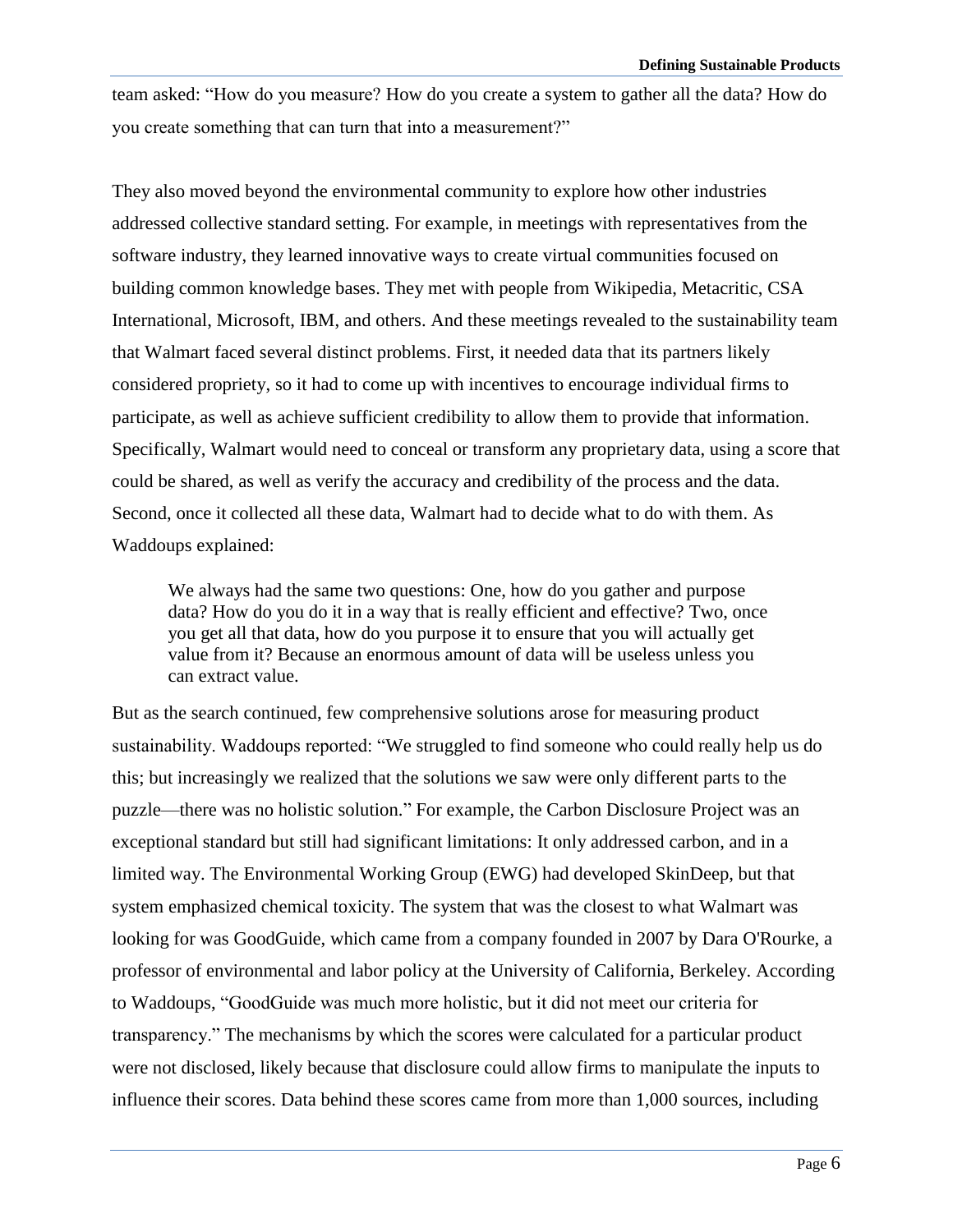team asked: "How do you measure? How do you create a system to gather all the data? How do you create something that can turn that into a measurement?"

They also moved beyond the environmental community to explore how other industries addressed collective standard setting. For example, in meetings with representatives from the software industry, they learned innovative ways to create virtual communities focused on building common knowledge bases. They met with people from Wikipedia, Metacritic, CSA International, Microsoft, IBM, and others. And these meetings revealed to the sustainability team that Walmart faced several distinct problems. First, it needed data that its partners likely considered propriety, so it had to come up with incentives to encourage individual firms to participate, as well as achieve sufficient credibility to allow them to provide that information. Specifically, Walmart would need to conceal or transform any proprietary data, using a score that could be shared, as well as verify the accuracy and credibility of the process and the data. Second, once it collected all these data, Walmart had to decide what to do with them. As Waddoups explained:

> We always had the same two questions: One, how do you gather and purpose data? How do you do it in a way that is really efficient and effective? Two, once you get all that data, how do you purpose it to ensure that you will actually get value from it? Because an enormous amount of data will be useless unless you can extract value.

But as the search continued, few comprehensive solutions arose for measuring product sustainability. Waddoups reported: "We struggled to find someone who could really help us do this; but increasingly we realized that the solutions we saw were only different parts to the puzzle—there was no holistic solution." For example, the Carbon Disclosure Project was an exceptional standard but still had significant limitations: It only addressed carbon, and in a limited way. The Environmental Working Group (EWG) had developed SkinDeep, but that system emphasized chemical toxicity. The system that was the closest to what Walmart was looking for was GoodGuide, which came from a company founded in 2007 by Dara O'Rourke, a professor of environmental and labor policy at the University of California, Berkeley. According to Waddoups, "GoodGuide was much more holistic, but it did not meet our criteria for transparency." The mechanisms by which the scores were calculated for a particular product were not disclosed, likely because that disclosure could allow firms to manipulate the inputs to influence their scores. Data behind these scores came from more than 1,000 sources, including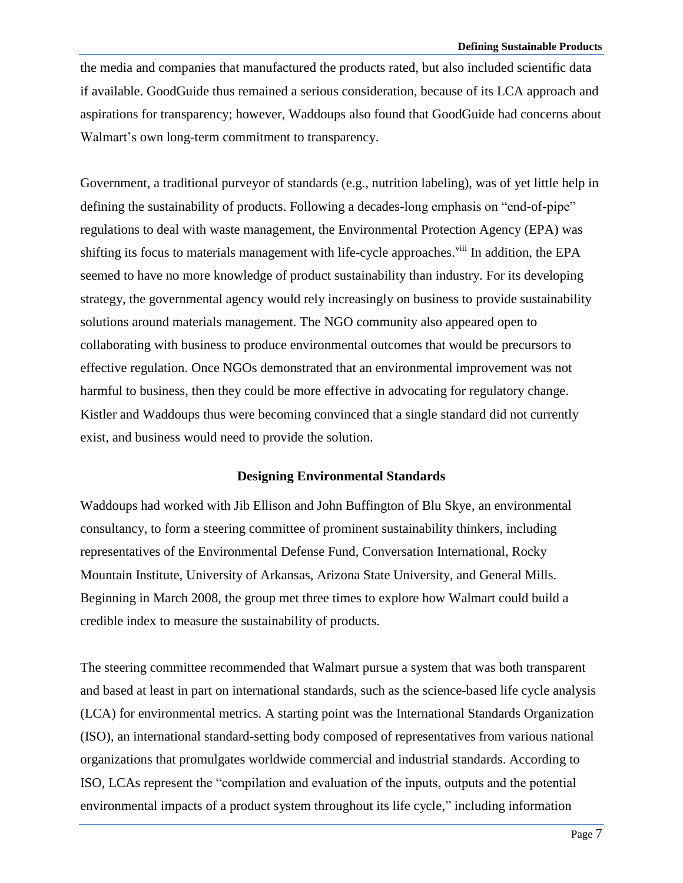the media and companies that manufactured the products rated, but also included scientific data if available. GoodGuide thus remained a serious consideration, because of its LCA approach and aspirations for transparency; however, Waddoups also found that GoodGuide had concerns about Walmart's own long-term commitment to transparency.

Government, a traditional purveyor of standards (e.g., nutrition labeling), was of yet little help in defining the sustainability of products. Following a decades-long emphasis on "end-of-pipe" regulations to deal with waste management, the Environmental Protection Agency (EPA) was shifting its focus to materials management with life-cycle approaches.[viii] In addition, the EPA seemed to have no more knowledge of product sustainability than industry. For its developing strategy, the governmental agency would rely increasingly on business to provide sustainability solutions around materials management. The NGO community also appeared open to collaborating with business to produce environmental outcomes that would be precursors to effective regulation. Once NGOs demonstrated that an environmental improvement was not harmful to business, then they could be more effective in advocating for regulatory change. Kistler and Waddoups thus were becoming convinced that a single standard did not currently exist, and business would need to provide the solution.

## Designing Environmental Standards

Waddoups had worked with Jib Ellison and John Buffington of Blu Skye, an environmental consultancy, to form a steering committee of prominent sustainability thinkers, including representatives of the Environmental Defense Fund, Conversation International, Rocky Mountain Institute, University of Arkansas, Arizona State University, and General Mills. Beginning in March 2008, the group met three times to explore how Walmart could build a credible index to measure the sustainability of products.

The steering committee recommended that Walmart pursue a system that was both transparent and based at least in part on international standards, such as the science-based life cycle analysis (LCA) for environmental metrics. A starting point was the International Standards Organization (ISO), an international standard-setting body composed of representatives from various national organizations that promulgates worldwide commercial and industrial standards. According to ISO, LCAs represent the "compilation and evaluation of the inputs, outputs and the potential environmental impacts of a product system throughout its life cycle," including information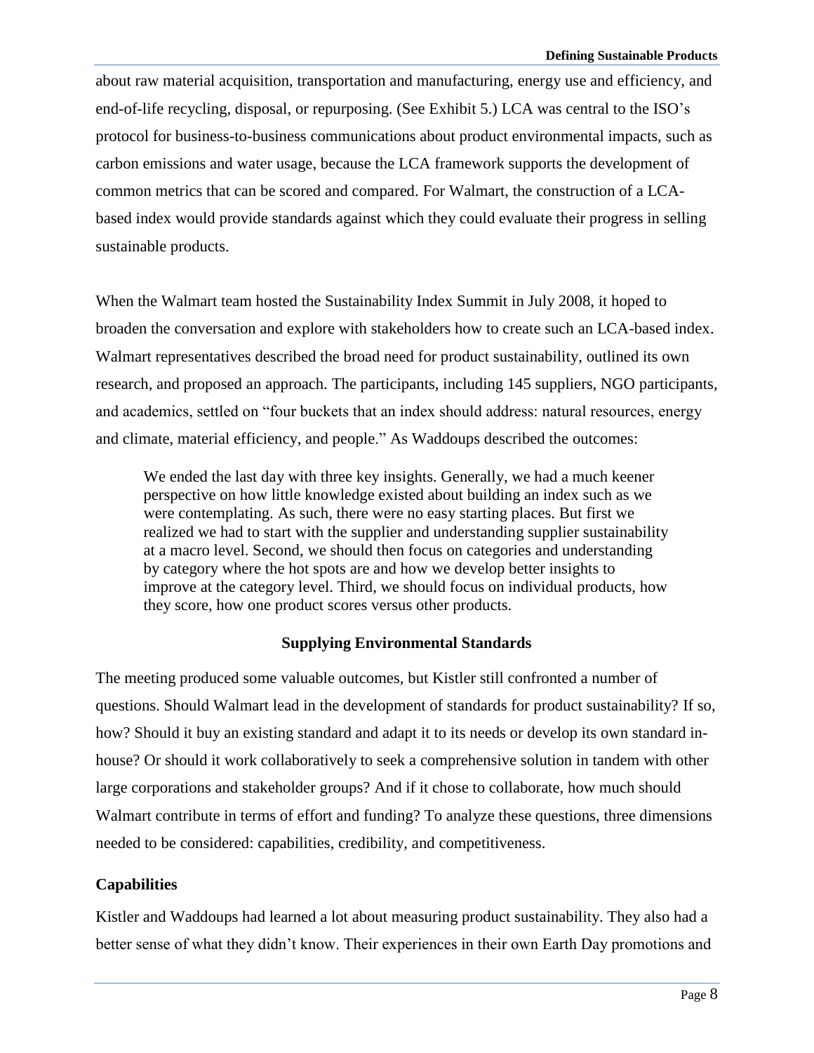about raw material acquisition, transportation and manufacturing, energy use and efficiency, and end-of-life recycling, disposal, or repurposing. (See Exhibit 5.) LCA was central to the ISO's protocol for business-to-business communications about product environmental impacts, such as carbon emissions and water usage, because the LCA framework supports the development of common metrics that can be scored and compared. For Walmart, the construction of a LCA-based index would provide standards against which they could evaluate their progress in selling sustainable products.

When the Walmart team hosted the Sustainability Index Summit in July 2008, it hoped to broaden the conversation and explore with stakeholders how to create such an LCA-based index. Walmart representatives described the broad need for product sustainability, outlined its own research, and proposed an approach. The participants, including 145 suppliers, NGO participants, and academics, settled on "four buckets that an index should address: natural resources, energy and climate, material efficiency, and people." As Waddoups described the outcomes:

> We ended the last day with three key insights. Generally, we had a much keener perspective on how little knowledge existed about building an index such as we were contemplating. As such, there were no easy starting places. But first we realized we had to start with the supplier and understanding supplier sustainability at a macro level. Second, we should then focus on categories and understanding by category where the hot spots are and how we develop better insights to improve at the category level. Third, we should focus on individual products, how they score, how one product scores versus other products.

## Supplying Environmental Standards

The meeting produced some valuable outcomes, but Kistler still confronted a number of questions. Should Walmart lead in the development of standards for product sustainability? If so, how? Should it buy an existing standard and adapt it to its needs or develop its own standard in-house? Or should it work collaboratively to seek a comprehensive solution in tandem with other large corporations and stakeholder groups? And if it chose to collaborate, how much should Walmart contribute in terms of effort and funding? To analyze these questions, three dimensions needed to be considered: capabilities, credibility, and competitiveness.

### Capabilities

Kistler and Waddoups had learned a lot about measuring product sustainability. They also had a better sense of what they didn't know. Their experiences in their own Earth Day promotions and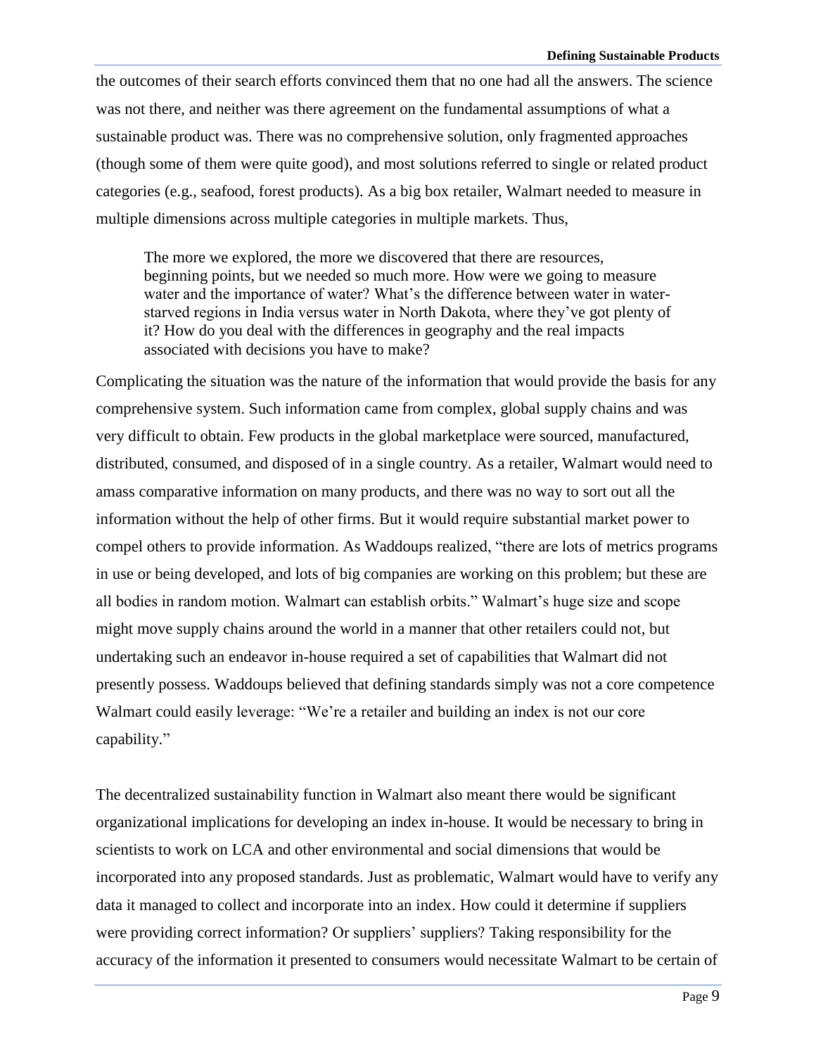the outcomes of their search efforts convinced them that no one had all the answers. The science was not there, and neither was there agreement on the fundamental assumptions of what a sustainable product was. There was no comprehensive solution, only fragmented approaches (though some of them were quite good), and most solutions referred to single or related product categories (e.g., seafood, forest products). As a big box retailer, Walmart needed to measure in multiple dimensions across multiple categories in multiple markets. Thus,

> The more we explored, the more we discovered that there are resources, beginning points, but we needed so much more. How were we going to measure water and the importance of water? What's the difference between water in water-starved regions in India versus water in North Dakota, where they've got plenty of it? How do you deal with the differences in geography and the real impacts associated with decisions you have to make?

Complicating the situation was the nature of the information that would provide the basis for any comprehensive system. Such information came from complex, global supply chains and was very difficult to obtain. Few products in the global marketplace were sourced, manufactured, distributed, consumed, and disposed of in a single country. As a retailer, Walmart would need to amass comparative information on many products, and there was no way to sort out all the information without the help of other firms. But it would require substantial market power to compel others to provide information. As Waddoups realized, "there are lots of metrics programs in use or being developed, and lots of big companies are working on this problem; but these are all bodies in random motion. Walmart can establish orbits." Walmart's huge size and scope might move supply chains around the world in a manner that other retailers could not, but undertaking such an endeavor in-house required a set of capabilities that Walmart did not presently possess. Waddoups believed that defining standards simply was not a core competence Walmart could easily leverage: "We're a retailer and building an index is not our core capability."

The decentralized sustainability function in Walmart also meant there would be significant organizational implications for developing an index in-house. It would be necessary to bring in scientists to work on LCA and other environmental and social dimensions that would be incorporated into any proposed standards. Just as problematic, Walmart would have to verify any data it managed to collect and incorporate into an index. How could it determine if suppliers were providing correct information? Or suppliers' suppliers? Taking responsibility for the accuracy of the information it presented to consumers would necessitate Walmart to be certain of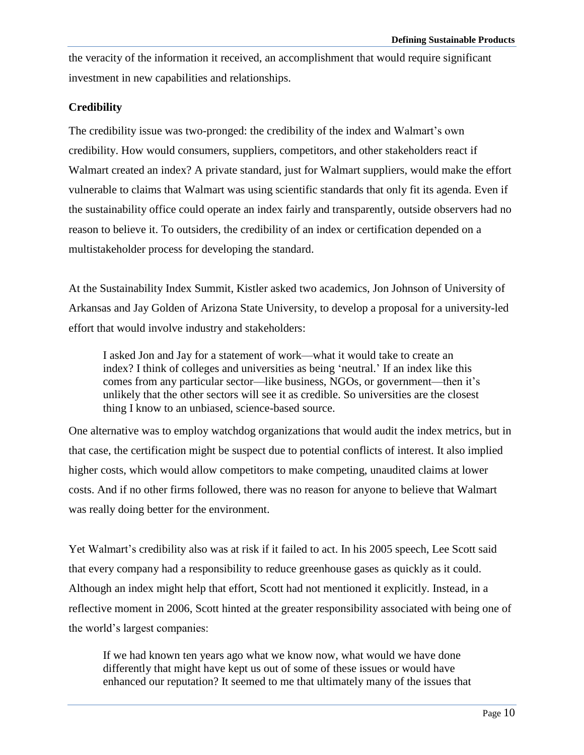the veracity of the information it received, an accomplishment that would require significant investment in new capabilities and relationships.

### Credibility

The credibility issue was two-pronged: the credibility of the index and Walmart's own credibility. How would consumers, suppliers, competitors, and other stakeholders react if Walmart created an index? A private standard, just for Walmart suppliers, would make the effort vulnerable to claims that Walmart was using scientific standards that only fit its agenda. Even if the sustainability office could operate an index fairly and transparently, outside observers had no reason to believe it. To outsiders, the credibility of an index or certification depended on a multistakeholder process for developing the standard.

At the Sustainability Index Summit, Kistler asked two academics, Jon Johnson of University of Arkansas and Jay Golden of Arizona State University, to develop a proposal for a university-led effort that would involve industry and stakeholders:

> I asked Jon and Jay for a statement of work—what it would take to create an index? I think of colleges and universities as being 'neutral.' If an index like this comes from any particular sector—like business, NGOs, or government—then it's unlikely that the other sectors will see it as credible. So universities are the closest thing I know to an unbiased, science-based source.

One alternative was to employ watchdog organizations that would audit the index metrics, but in that case, the certification might be suspect due to potential conflicts of interest. It also implied higher costs, which would allow competitors to make competing, unaudited claims at lower costs. And if no other firms followed, there was no reason for anyone to believe that Walmart was really doing better for the environment.

Yet Walmart's credibility also was at risk if it failed to act. In his 2005 speech, Lee Scott said that every company had a responsibility to reduce greenhouse gases as quickly as it could. Although an index might help that effort, Scott had not mentioned it explicitly. Instead, in a reflective moment in 2006, Scott hinted at the greater responsibility associated with being one of the world's largest companies:

> If we had known ten years ago what we know now, what would we have done differently that might have kept us out of some of these issues or would have enhanced our reputation? It seemed to me that ultimately many of the issues that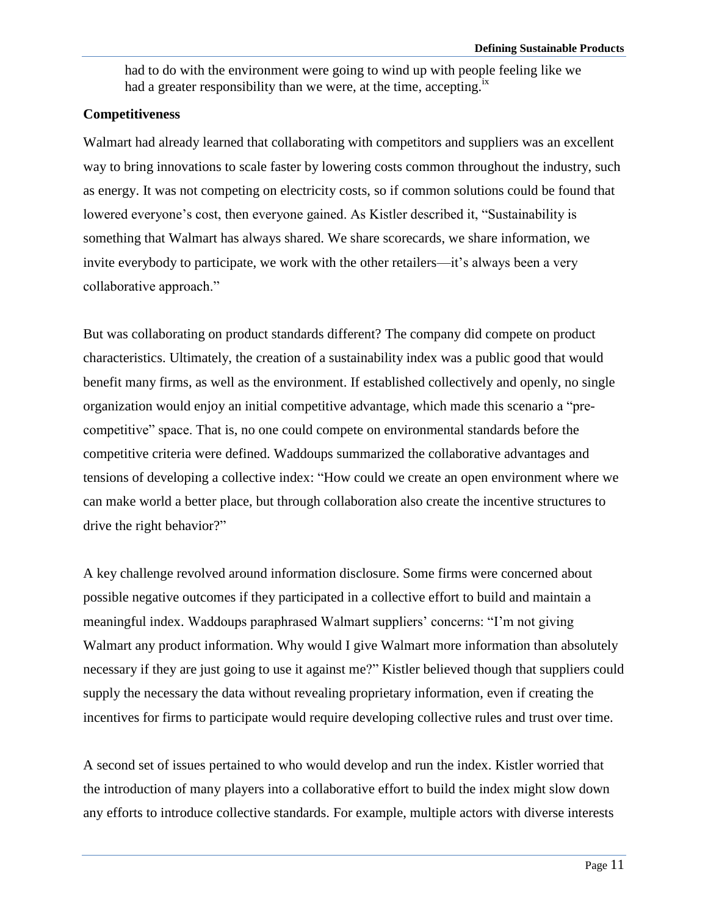had to do with the environment were going to wind up with people feeling like we had a greater responsibility than we were, at the time, accepting.[ix]

## Competitiveness

Walmart had already learned that collaborating with competitors and suppliers was an excellent way to bring innovations to scale faster by lowering costs common throughout the industry, such as energy. It was not competing on electricity costs, so if common solutions could be found that lowered everyone's cost, then everyone gained. As Kistler described it, "Sustainability is something that Walmart has always shared. We share scorecards, we share information, we invite everybody to participate, we work with the other retailers—it's always been a very collaborative approach."

But was collaborating on product standards different? The company did compete on product characteristics. Ultimately, the creation of a sustainability index was a public good that would benefit many firms, as well as the environment. If established collectively and openly, no single organization would enjoy an initial competitive advantage, which made this scenario a "pre-competitive" space. That is, no one could compete on environmental standards before the competitive criteria were defined. Waddoups summarized the collaborative advantages and tensions of developing a collective index: "How could we create an open environment where we can make world a better place, but through collaboration also create the incentive structures to drive the right behavior?"

A key challenge revolved around information disclosure. Some firms were concerned about possible negative outcomes if they participated in a collective effort to build and maintain a meaningful index. Waddoups paraphrased Walmart suppliers' concerns: "I'm not giving Walmart any product information. Why would I give Walmart more information than absolutely necessary if they are just going to use it against me?" Kistler believed though that suppliers could supply the necessary the data without revealing proprietary information, even if creating the incentives for firms to participate would require developing collective rules and trust over time.

A second set of issues pertained to who would develop and run the index. Kistler worried that the introduction of many players into a collaborative effort to build the index might slow down any efforts to introduce collective standards. For example, multiple actors with diverse interests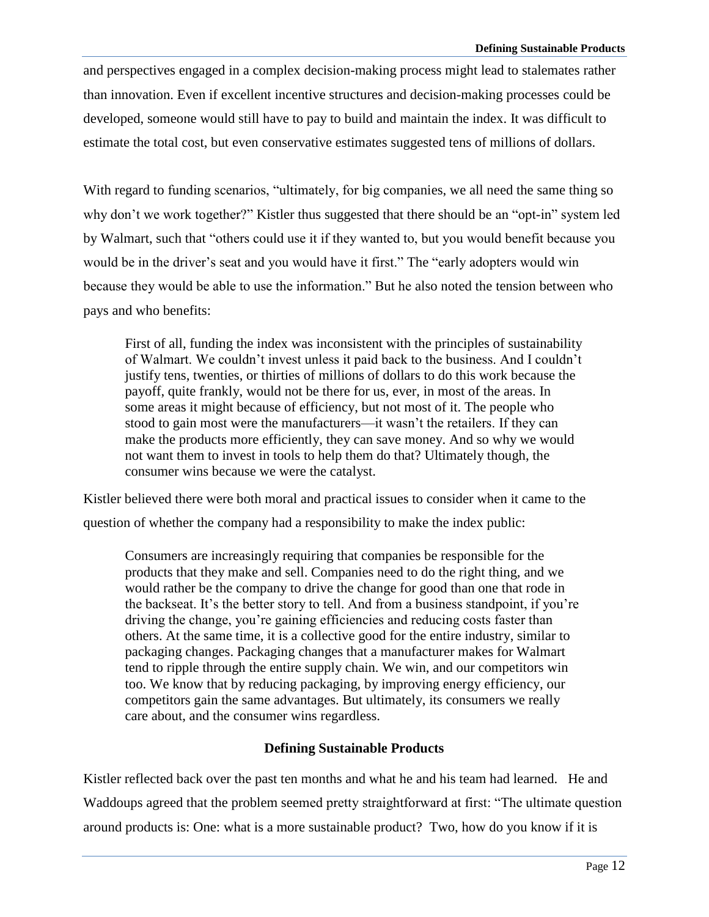and perspectives engaged in a complex decision-making process might lead to stalemates rather than innovation. Even if excellent incentive structures and decision-making processes could be developed, someone would still have to pay to build and maintain the index. It was difficult to estimate the total cost, but even conservative estimates suggested tens of millions of dollars.

With regard to funding scenarios, "ultimately, for big companies, we all need the same thing so why don't we work together?" Kistler thus suggested that there should be an "opt-in" system led by Walmart, such that "others could use it if they wanted to, but you would benefit because you would be in the driver's seat and you would have it first." The "early adopters would win because they would be able to use the information." But he also noted the tension between who pays and who benefits:

> First of all, funding the index was inconsistent with the principles of sustainability of Walmart. We couldn't invest unless it paid back to the business. And I couldn't justify tens, twenties, or thirties of millions of dollars to do this work because the payoff, quite frankly, would not be there for us, ever, in most of the areas. In some areas it might because of efficiency, but not most of it. The people who stood to gain most were the manufacturers—it wasn't the retailers. If they can make the products more efficiently, they can save money. And so why we would not want them to invest in tools to help them do that? Ultimately though, the consumer wins because we were the catalyst.

Kistler believed there were both moral and practical issues to consider when it came to the question of whether the company had a responsibility to make the index public:

> Consumers are increasingly requiring that companies be responsible for the products that they make and sell. Companies need to do the right thing, and we would rather be the company to drive the change for good than one that rode in the backseat. It's the better story to tell. And from a business standpoint, if you're driving the change, you're gaining efficiencies and reducing costs faster than others. At the same time, it is a collective good for the entire industry, similar to packaging changes. Packaging changes that a manufacturer makes for Walmart tend to ripple through the entire supply chain. We win, and our competitors win too. We know that by reducing packaging, by improving energy efficiency, our competitors gain the same advantages. But ultimately, its consumers we really care about, and the consumer wins regardless.

## Defining Sustainable Products

Kistler reflected back over the past ten months and what he and his team had learned. He and Waddoups agreed that the problem seemed pretty straightforward at first: "The ultimate question around products is: One: what is a more sustainable product? Two, how do you know if it is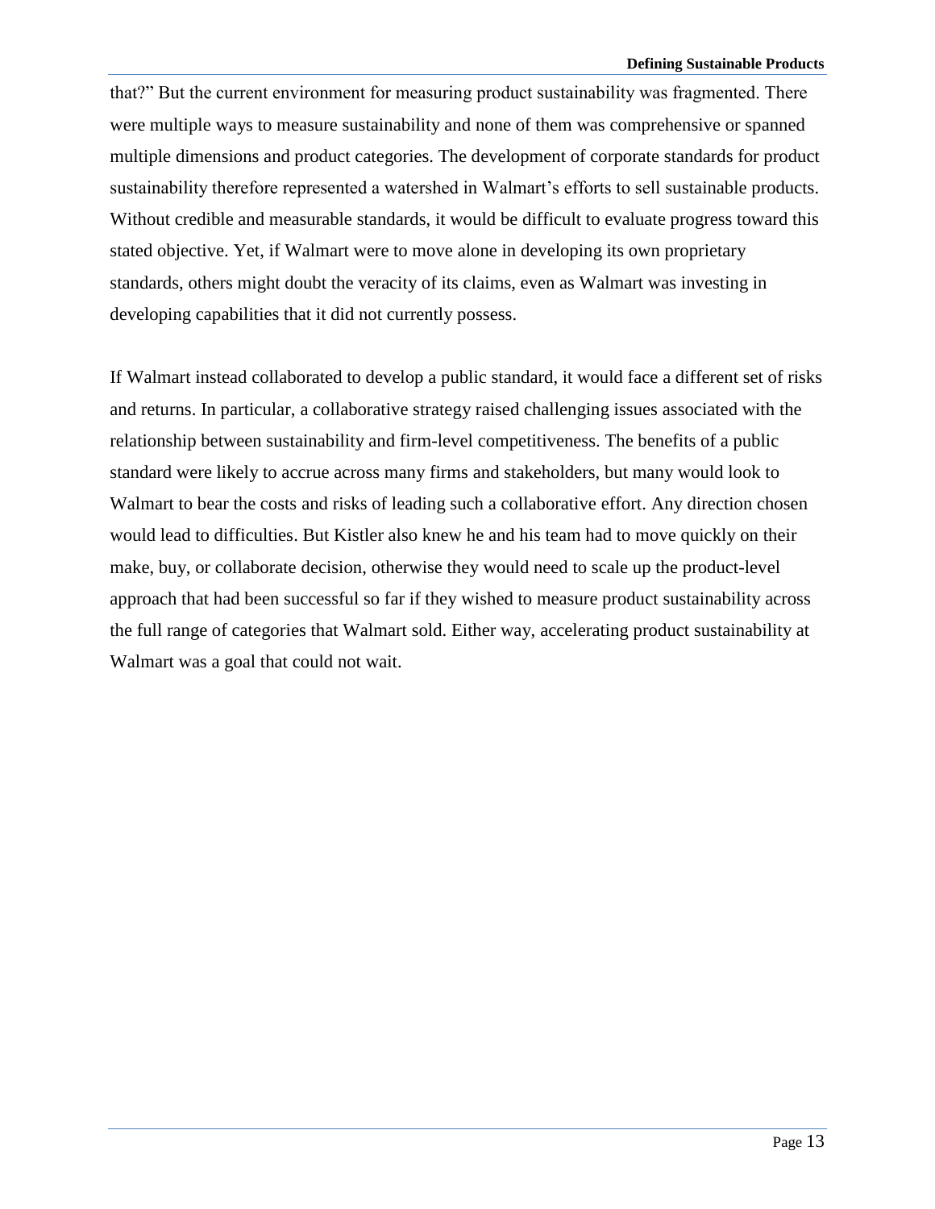that?" But the current environment for measuring product sustainability was fragmented. There were multiple ways to measure sustainability and none of them was comprehensive or spanned multiple dimensions and product categories. The development of corporate standards for product sustainability therefore represented a watershed in Walmart's efforts to sell sustainable products. Without credible and measurable standards, it would be difficult to evaluate progress toward this stated objective. Yet, if Walmart were to move alone in developing its own proprietary standards, others might doubt the veracity of its claims, even as Walmart was investing in developing capabilities that it did not currently possess.

If Walmart instead collaborated to develop a public standard, it would face a different set of risks and returns. In particular, a collaborative strategy raised challenging issues associated with the relationship between sustainability and firm-level competitiveness. The benefits of a public standard were likely to accrue across many firms and stakeholders, but many would look to Walmart to bear the costs and risks of leading such a collaborative effort. Any direction chosen would lead to difficulties. But Kistler also knew he and his team had to move quickly on their make, buy, or collaborate decision, otherwise they would need to scale up the product-level approach that had been successful so far if they wished to measure product sustainability across the full range of categories that Walmart sold. Either way, accelerating product sustainability at Walmart was a goal that could not wait.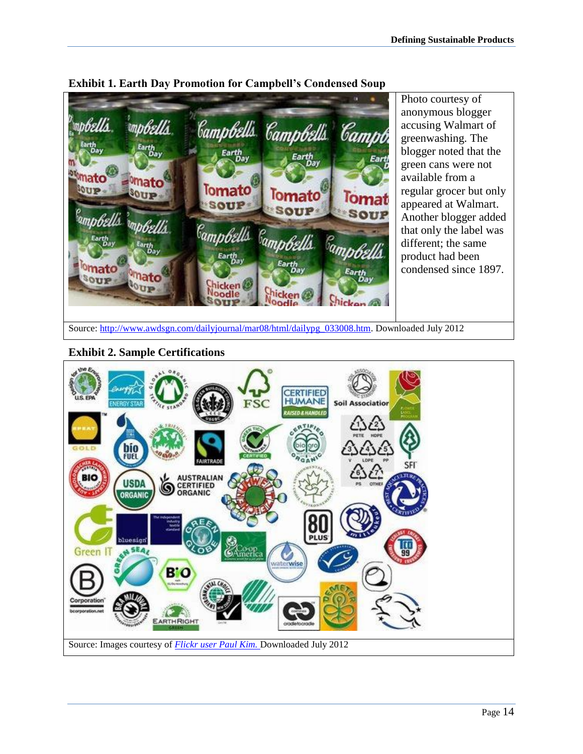**Exhibit 1. Earth Day Promotion for Campbell's Condensed Soup**

Photo courtesy of anonymous blogger accusing Walmart of greenwashing. The blogger noted that the green cans were not available from a regular grocer but only appeared at Walmart. Another blogger added that only the label was different; the same product had been condensed since 1897.

Source: http://www.awdsgn.com/dailyjournal/mar08/html/dailypg_033008.htm. Downloaded July 2012

**Exhibit 2. Sample Certifications**

Source: Images courtesy of *Flickr user Paul Kim.* Downloaded July 2012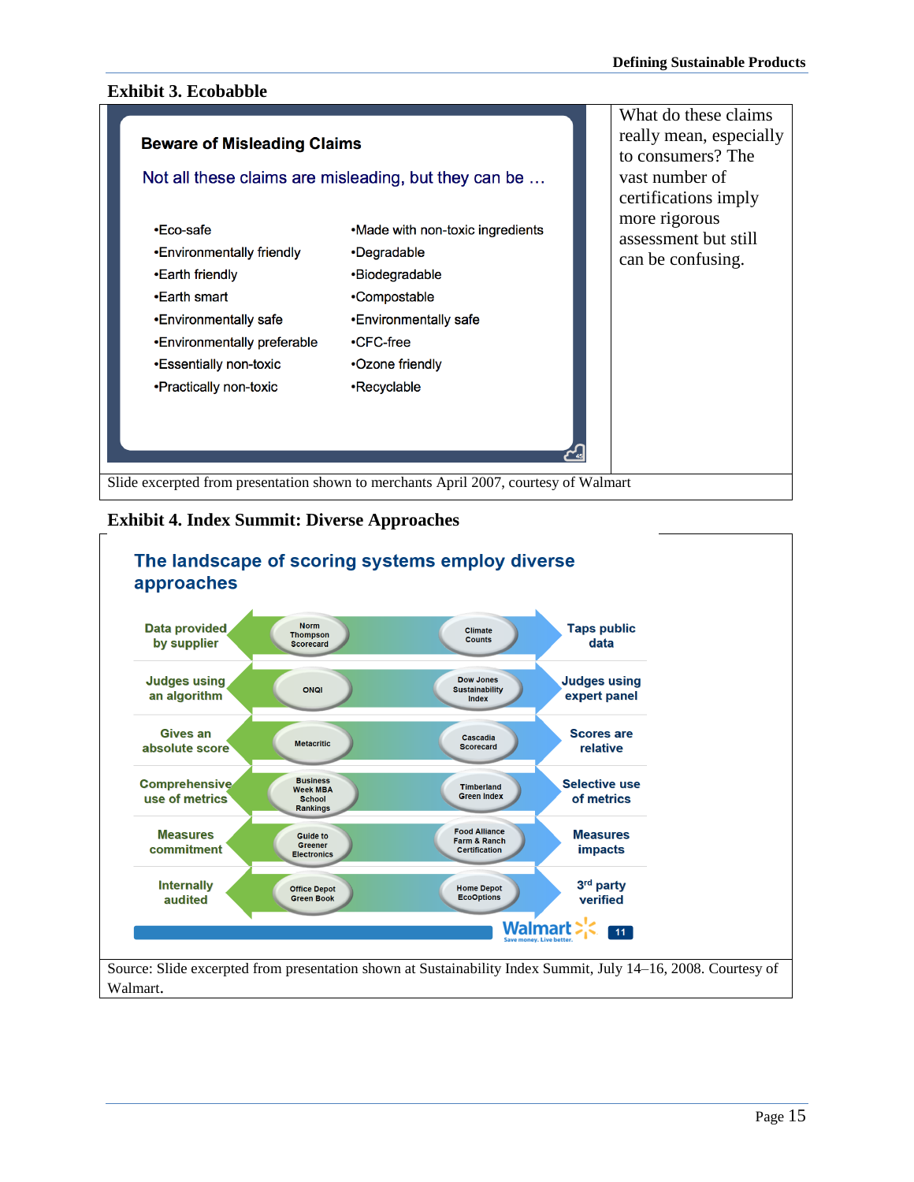## Exhibit 3. Ecobabble

| Beware of Misleading Claims | What do these claims really mean, especially to consumers? The vast number of certifications imply more rigorous assessment but still can be confusing. |
|---|---|

**Beware of Misleading Claims**

Not all these claims are misleading, but they can be …

| | |
|---|---|
| •Eco-safe | •Made with non-toxic ingredients |
| •Environmentally friendly | •Degradable |
| •Earth friendly | •Biodegradable |
| •Earth smart | •Compostable |
| •Environmentally safe | •Environmentally safe |
| •Environmentally preferable | •CFC-free |
| •Essentially non-toxic | •Ozone friendly |
| •Practically non-toxic | •Recyclable |

What do these claims really mean, especially to consumers? The vast number of certifications imply more rigorous assessment but still can be confusing.

Slide excerpted from presentation shown to merchants April 2007, courtesy of Walmart

## Exhibit 4. Index Summit: Diverse Approaches

**The landscape of scoring systems employ diverse approaches**

| Approach | Example | Example | Approach |
|---|---|---|---|
| Data provided by supplier | Norm Thompson Scorecard | Climate Counts | Taps public data |
| Judges using an algorithm | ONQI | Dow Jones Sustainability Index | Judges using expert panel |
| Gives an absolute score | Metacritic | Cascadia Scorecard | Scores are relative |
| Comprehensive use of metrics | Business Week MBA School Rankings | Timberland Green Index | Selective use of metrics |
| Measures commitment | Guide to Greener Electronics | Food Alliance Farm & Ranch Certification | Measures impacts |
| Internally audited | Office Depot Green Book | Home Depot EcoOptions | 3rd party verified |

Source: Slide excerpted from presentation shown at Sustainability Index Summit, July 14–16, 2008. Courtesy of Walmart.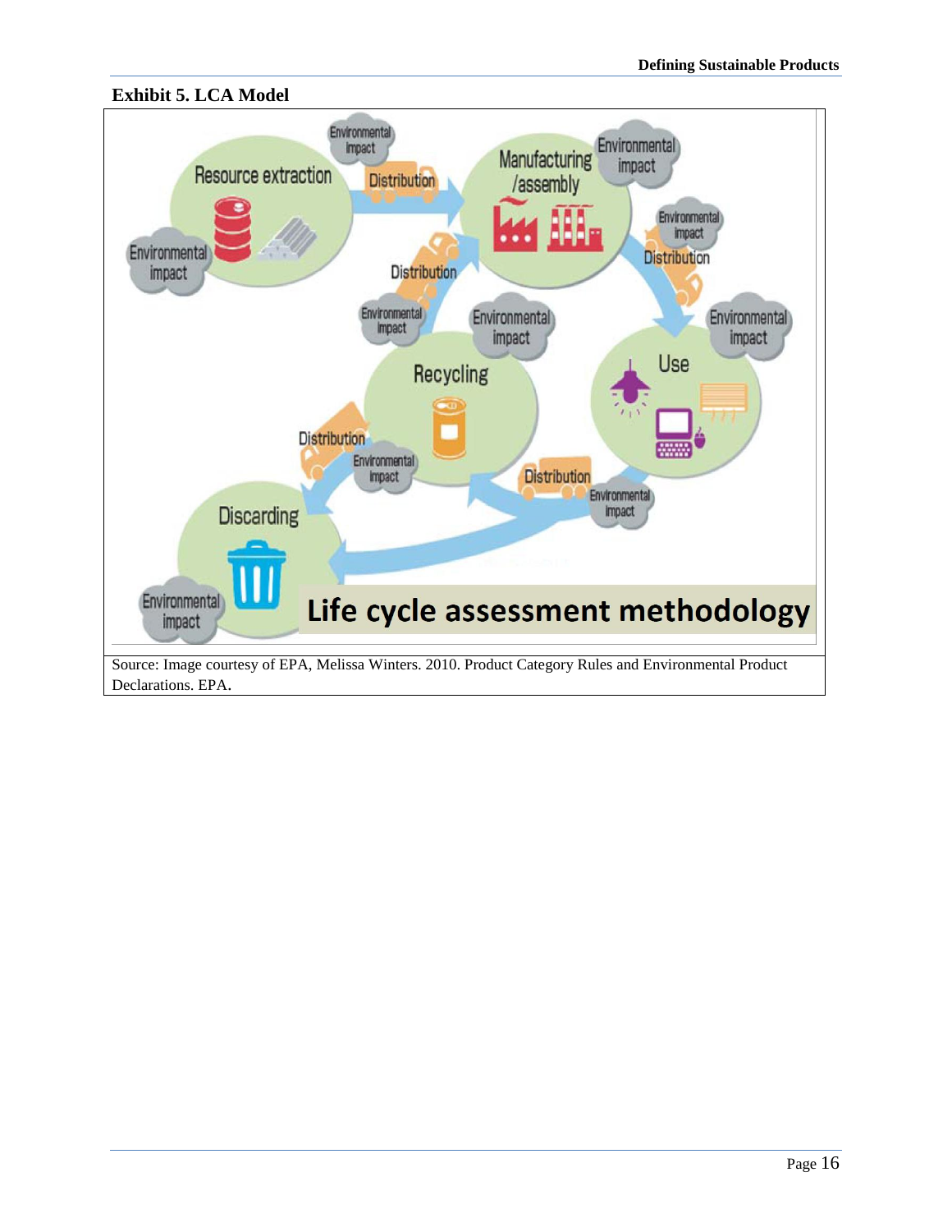**Exhibit 5. LCA Model**

Source: Image courtesy of EPA, Melissa Winters. 2010. Product Category Rules and Environmental Product Declarations. EPA.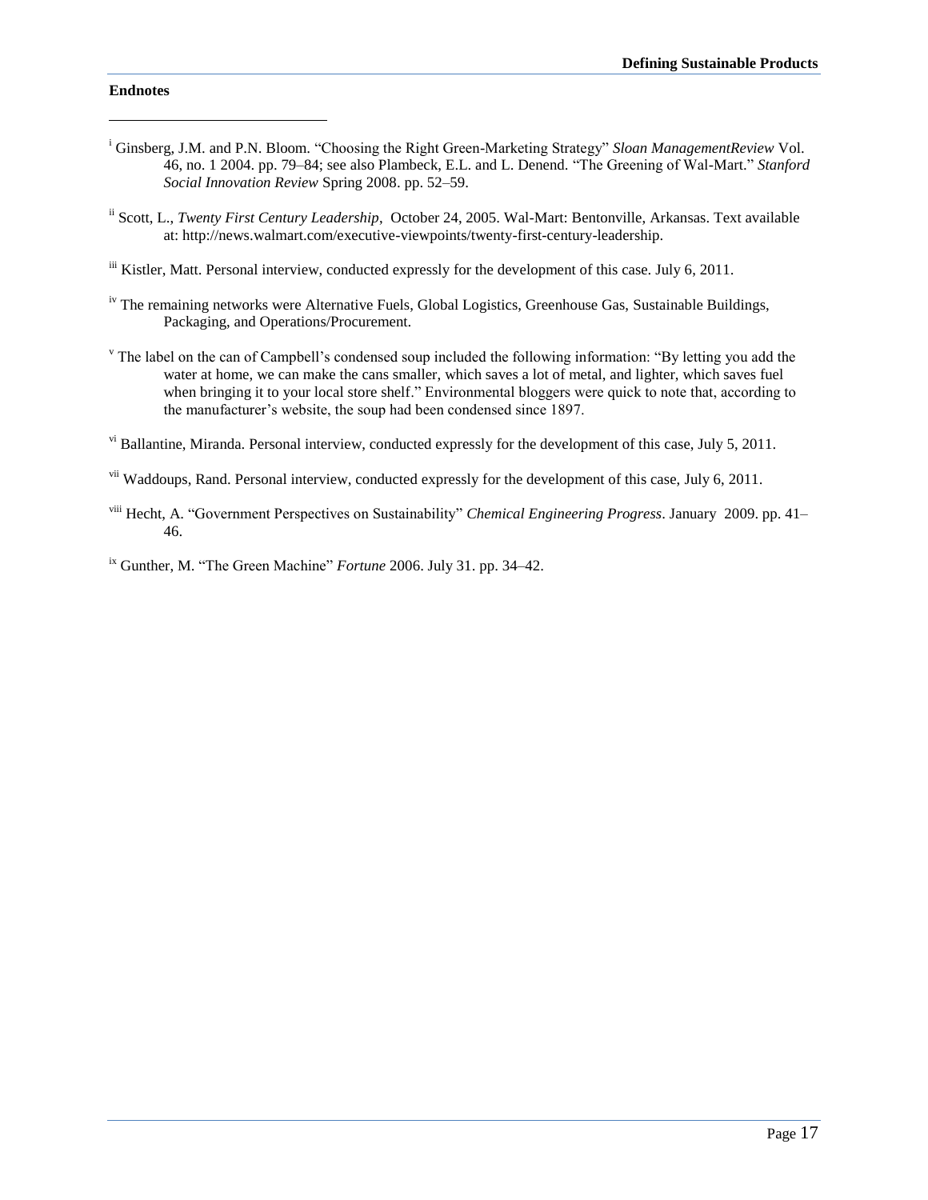**Endnotes**

[i] Ginsberg, J.M. and P.N. Bloom. "Choosing the Right Green-Marketing Strategy" *Sloan ManagementReview* Vol. 46, no. 1 2004. pp. 79–84; see also Plambeck, E.L. and L. Denend. "The Greening of Wal-Mart." *Stanford Social Innovation Review* Spring 2008. pp. 52–59.

[ii] Scott, L., *Twenty First Century Leadership*, October 24, 2005. Wal-Mart: Bentonville, Arkansas. Text available at: http://news.walmart.com/executive-viewpoints/twenty-first-century-leadership.

[iii] Kistler, Matt. Personal interview, conducted expressly for the development of this case. July 6, 2011.

[iv] The remaining networks were Alternative Fuels, Global Logistics, Greenhouse Gas, Sustainable Buildings, Packaging, and Operations/Procurement.

[v] The label on the can of Campbell's condensed soup included the following information: "By letting you add the water at home, we can make the cans smaller, which saves a lot of metal, and lighter, which saves fuel when bringing it to your local store shelf." Environmental bloggers were quick to note that, according to the manufacturer's website, the soup had been condensed since 1897.

[vi] Ballantine, Miranda. Personal interview, conducted expressly for the development of this case, July 5, 2011.

[vii] Waddoups, Rand. Personal interview, conducted expressly for the development of this case, July 6, 2011.

[viii] Hecht, A. "Government Perspectives on Sustainability" *Chemical Engineering Progress*. January 2009. pp. 41–46.

[ix] Gunther, M. "The Green Machine" *Fortune* 2006. July 31. pp. 34–42.